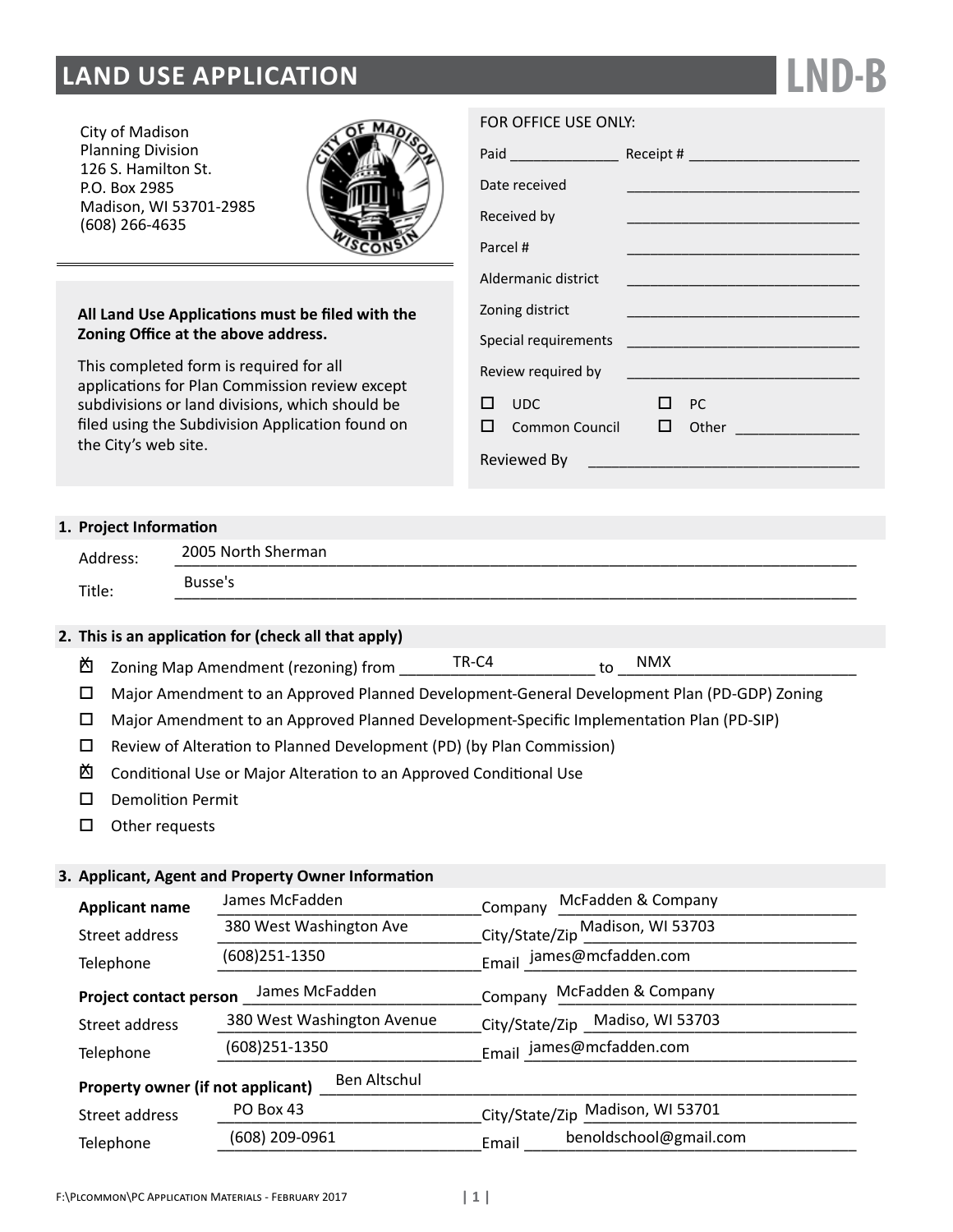# LAND USE APPLICATION

**LND-B**

City of Madison
Planning Division
126 S. Hamilton St.
P.O. Box 2985
Madison, WI 53701-2985
(608) 266-4635

**All Land Use Applications must be filed with the Zoning Office at the above address.**

This completed form is required for all applications for Plan Commission review except subdivisions or land divisions, which should be filed using the Subdivision Application found on the City's web site.

FOR OFFICE USE ONLY:

Paid ______________ Receipt # ______________________

Date received ______________________________

Received by ______________________________

Parcel # ______________________________

Aldermanic district ______________________________

Zoning district ______________________________

Special requirements ______________________________

Review required by ______________________________

- ☐ UDC
- ☐ PC
- ☐ Common Council
- ☐ Other ________________

Reviewed By ______________________________

## 1. Project Information

Address: 2005 North Sherman

Title: Busse's

## 2. This is an application for (check all that apply)

- ☒ Zoning Map Amendment (rezoning) from TR-C4 to NMX
- ☐ Major Amendment to an Approved Planned Development-General Development Plan (PD-GDP) Zoning
- ☐ Major Amendment to an Approved Planned Development-Specific Implementation Plan (PD-SIP)
- ☐ Review of Alteration to Planned Development (PD) (by Plan Commission)
- ☒ Conditional Use or Major Alteration to an Approved Conditional Use
- ☐ Demolition Permit
- ☐ Other requests

## 3. Applicant, Agent and Property Owner Information

**Applicant name** James McFadden Company McFadden & Company
Street address 380 West Washington Ave City/State/Zip Madison, WI 53703
Telephone (608)251-1350 Email james@mcfadden.com

**Project contact person** James McFadden Company McFadden & Company
Street address 380 West Washington Avenue City/State/Zip Madiso, WI 53703
Telephone (608)251-1350 Email james@mcfadden.com

**Property owner (if not applicant)** Ben Altschul
Street address PO Box 43 City/State/Zip Madison, WI 53701
Telephone (608) 209-0961 Email benoldschool@gmail.com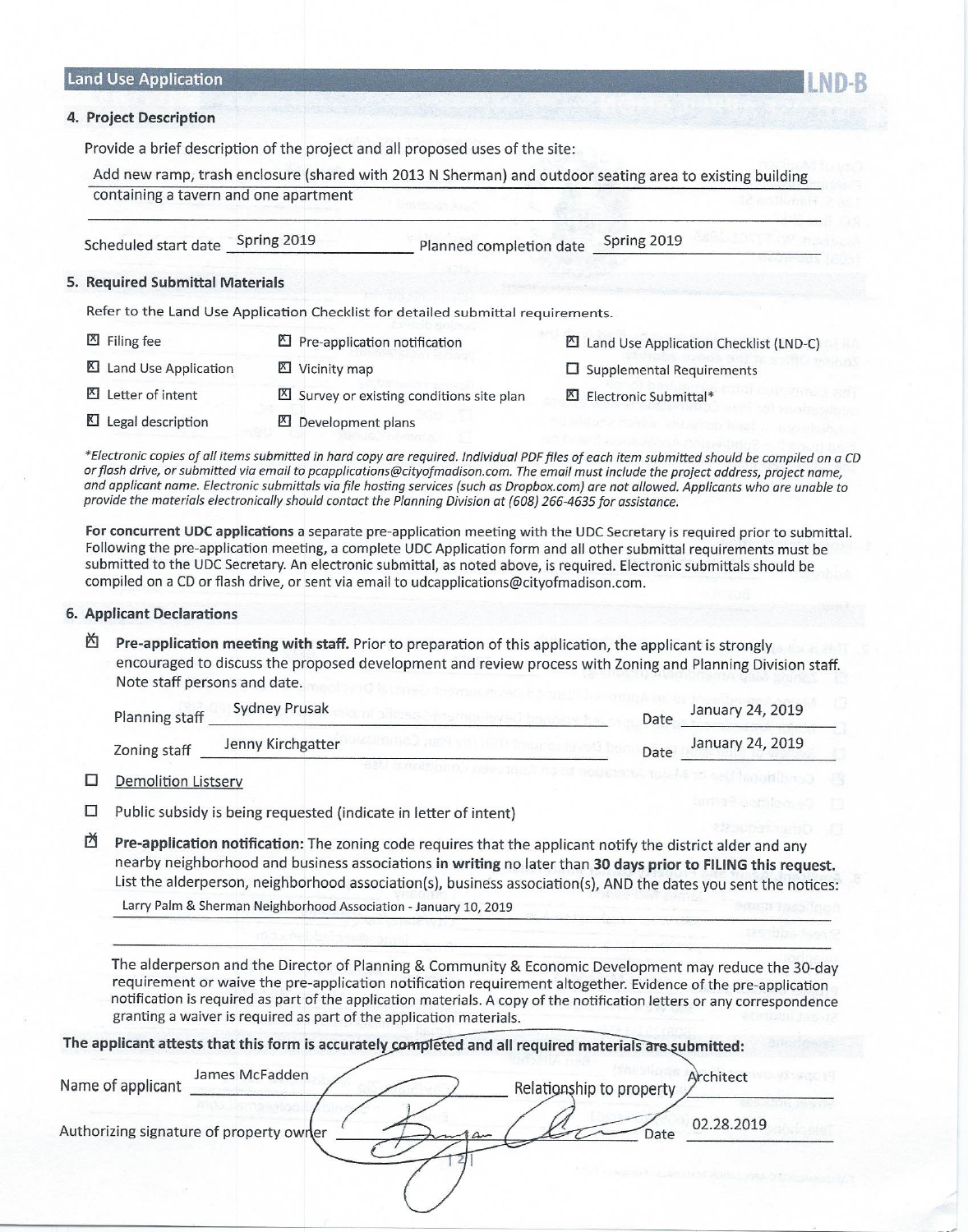## Land Use Application

**LND-B**

### 4. Project Description

Provide a brief description of the project and all proposed uses of the site:

Add new ramp, trash enclosure (shared with 2013 N Sherman) and outdoor seating area to existing building containing a tavern and one apartment

Scheduled start date: Spring 2019 Planned completion date: Spring 2019

### 5. Required Submittal Materials

Refer to the Land Use Application Checklist for detailed submittal requirements.

- [x] Filing fee
- [x] Land Use Application
- [x] Letter of intent
- [x] Legal description
- [x] Pre-application notification
- [x] Vicinity map
- [x] Survey or existing conditions site plan
- [x] Development plans
- [x] Land Use Application Checklist (LND-C)
- [ ] Supplemental Requirements
- [x] Electronic Submittal*

*Electronic copies of all items submitted in hard copy are required. Individual PDF files of each item submitted should be compiled on a CD or flash drive, or submitted via email to pcapplications@cityofmadison.com. The email must include the project address, project name, and applicant name. Electronic submittals via file hosting services (such as Dropbox.com) are not allowed. Applicants who are unable to provide the materials electronically should contact the Planning Division at (608) 266-4635 for assistance.*

**For concurrent UDC applications** a separate pre-application meeting with the UDC Secretary is required prior to submittal. Following the pre-application meeting, a complete UDC Application form and all other submittal requirements must be submitted to the UDC Secretary. An electronic submittal, as noted above, is required. Electronic submittals should be compiled on a CD or flash drive, or sent via email to udcapplications@cityofmadison.com.

### 6. Applicant Declarations

- [x] **Pre-application meeting with staff.** Prior to preparation of this application, the applicant is strongly encouraged to discuss the proposed development and review process with Zoning and Planning Division staff. Note staff persons and date.

  Planning staff: Sydney Prusak Date: January 24, 2019

  Zoning staff: Jenny Kirchgatter Date: January 24, 2019

- [ ] Demolition Listserv
- [ ] Public subsidy is being requested (indicate in letter of intent)
- [x] **Pre-application notification:** The zoning code requires that the applicant notify the district alder and any nearby neighborhood and business associations **in writing** no later than **30 days prior to FILING this request.** List the alderperson, neighborhood association(s), business association(s), AND the dates you sent the notices:

  Larry Palm & Sherman Neighborhood Association - January 10, 2019

  The alderperson and the Director of Planning & Community & Economic Development may reduce the 30-day requirement or waive the pre-application notification requirement altogether. Evidence of the pre-application notification is required as part of the application materials. A copy of the notification letters or any correspondence granting a waiver is required as part of the application materials.

**The applicant attests that this form is accurately completed and all required materials are submitted:**

Name of applicant: James McFadden Relationship to property: Architect

Authorizing signature of property owner: [signature] Date: 02.28.2019